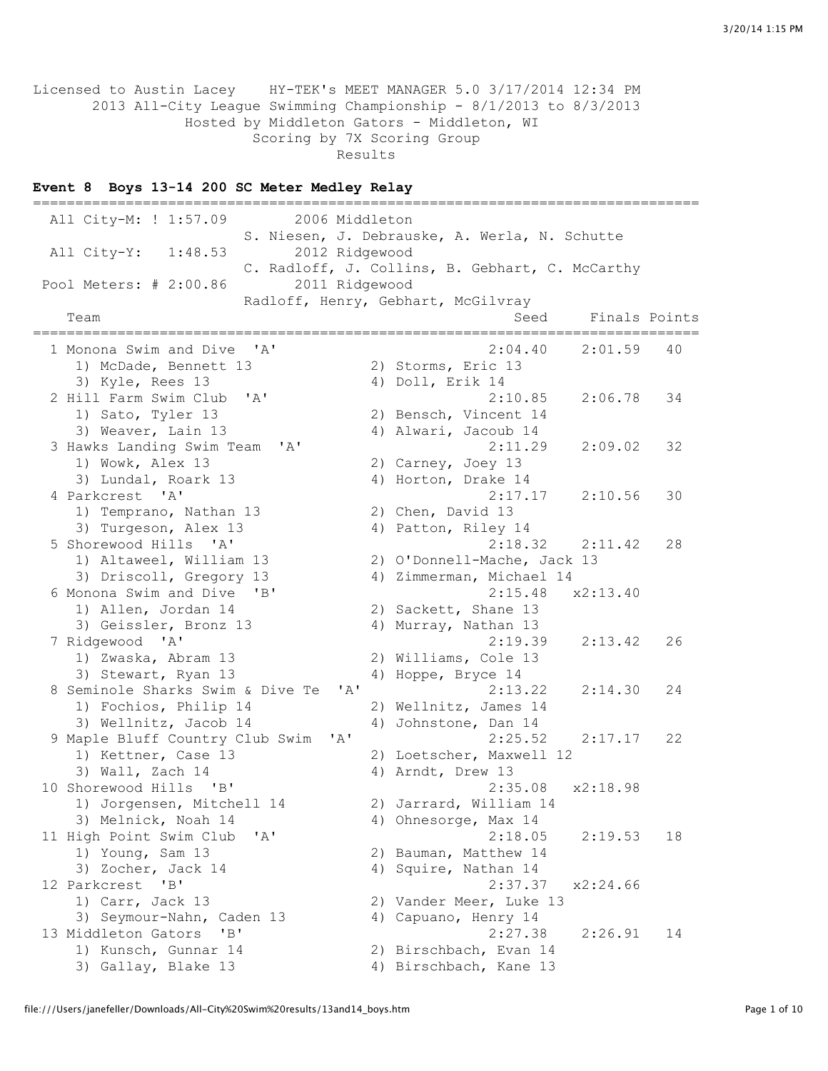Licensed to Austin Lacey HY-TEK's MEET MANAGER 5.0 3/17/2014 12:34 PM
2013 All-City League Swimming Championship - 8/1/2013 to 8/3/2013
Hosted by Middleton Gators - Middleton, WI
Scoring by 7X Scoring Group
Results

**Event 8 Boys 13-14 200 SC Meter Medley Relay**

```
===============================================================================
  All City-M: ! 1:57.09        2006 Middleton
                         S. Niesen, J. Debrauske, A. Werla, N. Schutte
  All City-Y:   1:48.53        2012 Ridgewood
                         C. Radloff, J. Collins, B. Gebhart, C. McCarthy
 Pool Meters: # 2:00.86        2011 Ridgewood
                         Radloff, Henry, Gebhart, McGilvray
    Team                                            Seed    Finals Points
===============================================================================
  1 Monona Swim and Dive  'A'                    2:04.40    2:01.59   40
     1) McDade, Bennett 13           2) Storms, Eric 13
     3) Kyle, Rees 13                4) Doll, Erik 14
  2 Hill Farm Swim Club  'A'                     2:10.85    2:06.78   34
     1) Sato, Tyler 13               2) Bensch, Vincent 14
     3) Weaver, Lain 13              4) Alwari, Jacoub 14
  3 Hawks Landing Swim Team  'A'                 2:11.29    2:09.02   32
     1) Wowk, Alex 13                2) Carney, Joey 13
     3) Lundal, Roark 13             4) Horton, Drake 14
  4 Parkcrest  'A'                               2:17.17    2:10.56   30
     1) Temprano, Nathan 13          2) Chen, David 13
     3) Turgeson, Alex 13            4) Patton, Riley 14
  5 Shorewood Hills  'A'                         2:18.32    2:11.42   28
     1) Altaweel, William 13         2) O'Donnell-Mache, Jack 13
     3) Driscoll, Gregory 13         4) Zimmerman, Michael 14
  6 Monona Swim and Dive  'B'                    2:15.48   x2:13.40
     1) Allen, Jordan 14             2) Sackett, Shane 13
     3) Geissler, Bronz 13           4) Murray, Nathan 13
  7 Ridgewood  'A'                               2:19.39    2:13.42   26
     1) Zwaska, Abram 13             2) Williams, Cole 13
     3) Stewart, Ryan 13             4) Hoppe, Bryce 14
  8 Seminole Sharks Swim & Dive Te  'A'          2:13.22    2:14.30   24
     1) Fochios, Philip 14           2) Wellnitz, James 14
     3) Wellnitz, Jacob 14           4) Johnstone, Dan 14
  9 Maple Bluff Country Club Swim  'A'           2:25.52    2:17.17   22
     1) Kettner, Case 13             2) Loetscher, Maxwell 12
     3) Wall, Zach 14                4) Arndt, Drew 13
 10 Shorewood Hills  'B'                         2:35.08   x2:18.98
     1) Jorgensen, Mitchell 14       2) Jarrard, William 14
     3) Melnick, Noah 14             4) Ohnesorge, Max 14
 11 High Point Swim Club  'A'                    2:18.05    2:19.53   18
     1) Young, Sam 13                2) Bauman, Matthew 14
     3) Zocher, Jack 14              4) Squire, Nathan 14
 12 Parkcrest  'B'                               2:37.37   x2:24.66
     1) Carr, Jack 13                2) Vander Meer, Luke 13
     3) Seymour-Nahn, Caden 13       4) Capuano, Henry 14
 13 Middleton Gators  'B'                        2:27.38    2:26.91   14
     1) Kunsch, Gunnar 14            2) Birschbach, Evan 14
     3) Gallay, Blake 13             4) Birschbach, Kane 13
```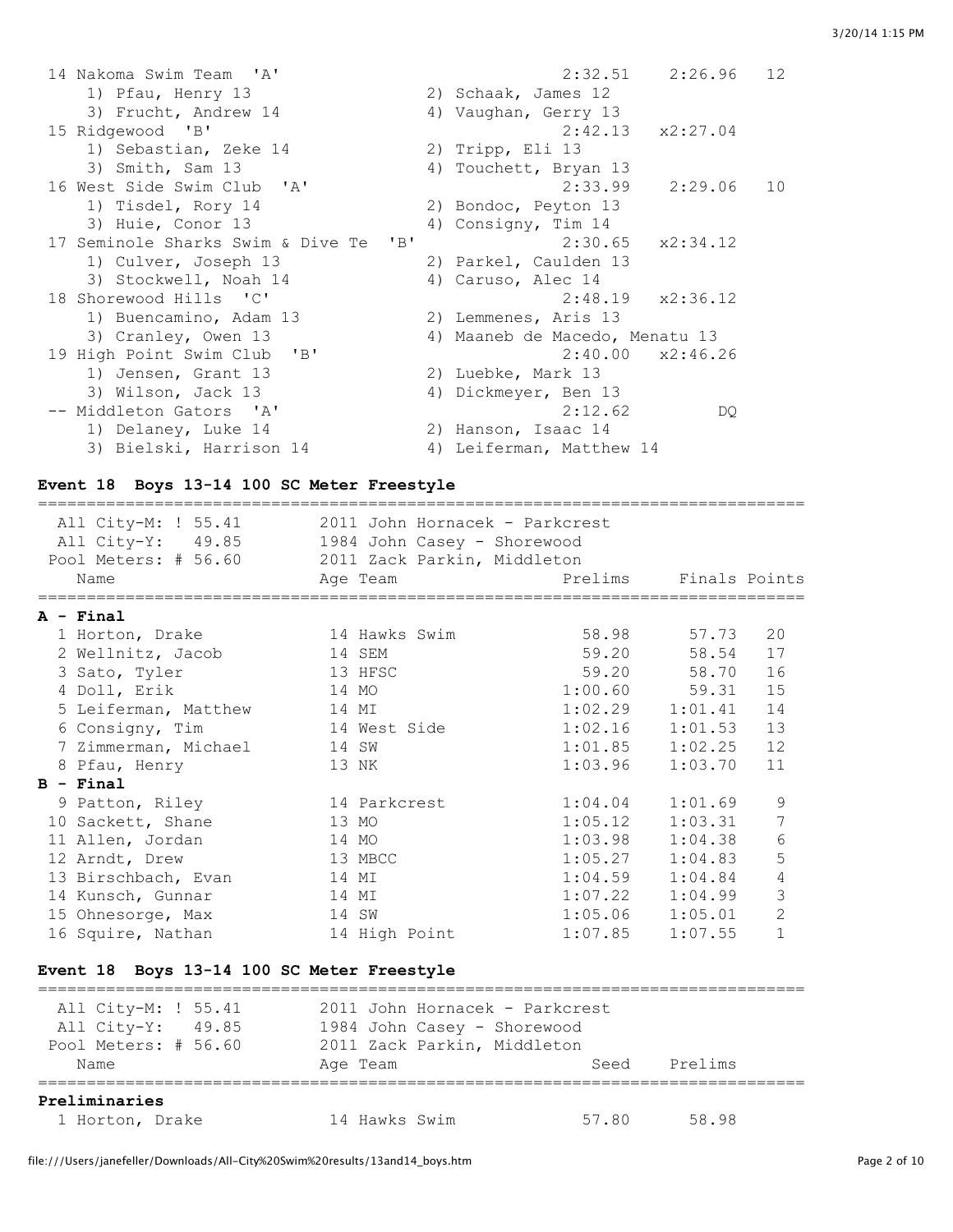| Place | Team | Prelims | Finals | Points |
| --- | --- | --- | --- | --- |
| 14 | Nakoma Swim Team 'A' | 2:32.51 | 2:26.96 | 12 |
| | 1) Pfau, Henry 13; 2) Schaak, James 12; 3) Frucht, Andrew 14; 4) Vaughan, Gerry 13 | | | |
| 15 | Ridgewood 'B' | 2:42.13 | x2:27.04 | |
| | 1) Sebastian, Zeke 14; 2) Tripp, Eli 13; 3) Smith, Sam 13; 4) Touchett, Bryan 13 | | | |
| 16 | West Side Swim Club 'A' | 2:33.99 | 2:29.06 | 10 |
| | 1) Tisdel, Rory 14; 2) Bondoc, Peyton 13; 3) Huie, Conor 13; 4) Consigny, Tim 14 | | | |
| 17 | Seminole Sharks Swim & Dive Te 'B' | 2:30.65 | x2:34.12 | |
| | 1) Culver, Joseph 13; 2) Parkel, Caulden 13; 3) Stockwell, Noah 14; 4) Caruso, Alec 14 | | | |
| 18 | Shorewood Hills 'C' | 2:48.19 | x2:36.12 | |
| | 1) Buencamino, Adam 13; 2) Lemmenes, Aris 13; 3) Cranley, Owen 13; 4) Maaneb de Macedo, Menatu 13 | | | |
| 19 | High Point Swim Club 'B' | 2:40.00 | x2:46.26 | |
| | 1) Jensen, Grant 13; 2) Luebke, Mark 13; 3) Wilson, Jack 13; 4) Dickmeyer, Ben 13 | | | |
| -- | Middleton Gators 'A' | 2:12.62 | DQ | |
| | 1) Delaney, Luke 14; 2) Hanson, Isaac 14; 3) Bielski, Harrison 14; 4) Leiferman, Matthew 14 | | | |

### Event 18 Boys 13-14 100 SC Meter Freestyle

All City-M: ! 55.41 — 2011 John Hornacek - Parkcrest
All City-Y: 49.85 — 1984 John Casey - Shorewood
Pool Meters: # 56.60 — 2011 Zack Parkin, Middleton

| Place | Name | Age | Team | Prelims | Finals | Points |
| --- | --- | --- | --- | --- | --- | --- |
| **A - Final** | | | | | | |
| 1 | Horton, Drake | 14 | Hawks Swim | 58.98 | 57.73 | 20 |
| 2 | Wellnitz, Jacob | 14 | SEM | 59.20 | 58.54 | 17 |
| 3 | Sato, Tyler | 13 | HFSC | 59.20 | 58.70 | 16 |
| 4 | Doll, Erik | 14 | MO | 1:00.60 | 59.31 | 15 |
| 5 | Leiferman, Matthew | 14 | MI | 1:02.29 | 1:01.41 | 14 |
| 6 | Consigny, Tim | 14 | West Side | 1:02.16 | 1:01.53 | 13 |
| 7 | Zimmerman, Michael | 14 | SW | 1:01.85 | 1:02.25 | 12 |
| 8 | Pfau, Henry | 13 | NK | 1:03.96 | 1:03.70 | 11 |
| **B - Final** | | | | | | |
| 9 | Patton, Riley | 14 | Parkcrest | 1:04.04 | 1:01.69 | 9 |
| 10 | Sackett, Shane | 13 | MO | 1:05.12 | 1:03.31 | 7 |
| 11 | Allen, Jordan | 14 | MO | 1:03.98 | 1:04.38 | 6 |
| 12 | Arndt, Drew | 13 | MBCC | 1:05.27 | 1:04.83 | 5 |
| 13 | Birschbach, Evan | 14 | MI | 1:04.59 | 1:04.84 | 4 |
| 14 | Kunsch, Gunnar | 14 | MI | 1:07.22 | 1:04.99 | 3 |
| 15 | Ohnesorge, Max | 14 | SW | 1:05.06 | 1:05.01 | 2 |
| 16 | Squire, Nathan | 14 | High Point | 1:07.85 | 1:07.55 | 1 |

### Event 18 Boys 13-14 100 SC Meter Freestyle

All City-M: ! 55.41 — 2011 John Hornacek - Parkcrest
All City-Y: 49.85 — 1984 John Casey - Shorewood
Pool Meters: # 56.60 — 2011 Zack Parkin, Middleton

| Place | Name | Age | Team | Seed | Prelims |
| --- | --- | --- | --- | --- | --- |
| **Preliminaries** | | | | | |
| 1 | Horton, Drake | 14 | Hawks Swim | 57.80 | 58.98 |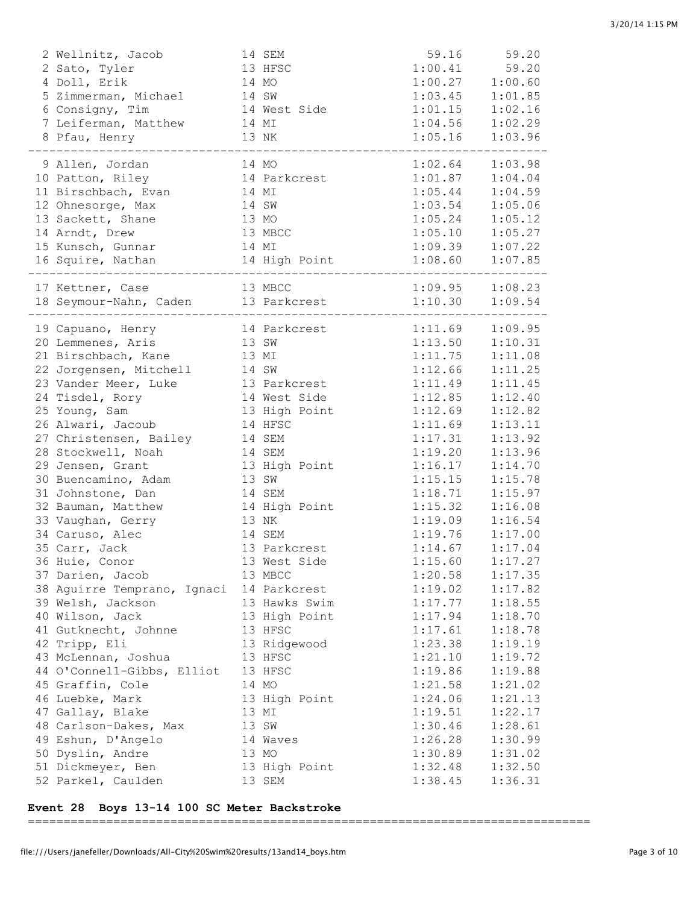| Place | Name | Age | Team | Seed Time | Finals Time |
|---|---|---|---|---|---|
| 2 | Wellnitz, Jacob | 14 | SEM | 59.16 | 59.20 |
| 2 | Sato, Tyler | 13 | HFSC | 1:00.41 | 59.20 |
| 4 | Doll, Erik | 14 | MO | 1:00.27 | 1:00.60 |
| 5 | Zimmerman, Michael | 14 | SW | 1:03.45 | 1:01.85 |
| 6 | Consigny, Tim | 14 | West Side | 1:01.15 | 1:02.16 |
| 7 | Leiferman, Matthew | 14 | MI | 1:04.56 | 1:02.29 |
| 8 | Pfau, Henry | 13 | NK | 1:05.16 | 1:03.96 |
| 9 | Allen, Jordan | 14 | MO | 1:02.64 | 1:03.98 |
| 10 | Patton, Riley | 14 | Parkcrest | 1:01.87 | 1:04.04 |
| 11 | Birschbach, Evan | 14 | MI | 1:05.44 | 1:04.59 |
| 12 | Ohnesorge, Max | 14 | SW | 1:03.54 | 1:05.06 |
| 13 | Sackett, Shane | 13 | MO | 1:05.24 | 1:05.12 |
| 14 | Arndt, Drew | 13 | MBCC | 1:05.10 | 1:05.27 |
| 15 | Kunsch, Gunnar | 14 | MI | 1:09.39 | 1:07.22 |
| 16 | Squire, Nathan | 14 | High Point | 1:08.60 | 1:07.85 |
| 17 | Kettner, Case | 13 | MBCC | 1:09.95 | 1:08.23 |
| 18 | Seymour-Nahn, Caden | 13 | Parkcrest | 1:10.30 | 1:09.54 |
| 19 | Capuano, Henry | 14 | Parkcrest | 1:11.69 | 1:09.95 |
| 20 | Lemmenes, Aris | 13 | SW | 1:13.50 | 1:10.31 |
| 21 | Birschbach, Kane | 13 | MI | 1:11.75 | 1:11.08 |
| 22 | Jorgensen, Mitchell | 14 | SW | 1:12.66 | 1:11.25 |
| 23 | Vander Meer, Luke | 13 | Parkcrest | 1:11.49 | 1:11.45 |
| 24 | Tisdel, Rory | 14 | West Side | 1:12.85 | 1:12.40 |
| 25 | Young, Sam | 13 | High Point | 1:12.69 | 1:12.82 |
| 26 | Alwari, Jacoub | 14 | HFSC | 1:11.69 | 1:13.11 |
| 27 | Christensen, Bailey | 14 | SEM | 1:17.31 | 1:13.92 |
| 28 | Stockwell, Noah | 14 | SEM | 1:19.20 | 1:13.96 |
| 29 | Jensen, Grant | 13 | High Point | 1:16.17 | 1:14.70 |
| 30 | Buencamino, Adam | 13 | SW | 1:15.15 | 1:15.78 |
| 31 | Johnstone, Dan | 14 | SEM | 1:18.71 | 1:15.97 |
| 32 | Bauman, Matthew | 14 | High Point | 1:15.32 | 1:16.08 |
| 33 | Vaughan, Gerry | 13 | NK | 1:19.09 | 1:16.54 |
| 34 | Caruso, Alec | 14 | SEM | 1:19.76 | 1:17.00 |
| 35 | Carr, Jack | 13 | Parkcrest | 1:14.67 | 1:17.04 |
| 36 | Huie, Conor | 13 | West Side | 1:15.60 | 1:17.27 |
| 37 | Darien, Jacob | 13 | MBCC | 1:20.58 | 1:17.35 |
| 38 | Aguirre Temprano, Ignaci | 14 | Parkcrest | 1:19.02 | 1:17.82 |
| 39 | Welsh, Jackson | 13 | Hawks Swim | 1:17.77 | 1:18.55 |
| 40 | Wilson, Jack | 13 | High Point | 1:17.94 | 1:18.70 |
| 41 | Gutknecht, Johnne | 13 | HFSC | 1:17.61 | 1:18.78 |
| 42 | Tripp, Eli | 13 | Ridgewood | 1:23.38 | 1:19.19 |
| 43 | McLennan, Joshua | 13 | HFSC | 1:21.10 | 1:19.72 |
| 44 | O'Connell-Gibbs, Elliot | 13 | HFSC | 1:19.86 | 1:19.88 |
| 45 | Graffin, Cole | 14 | MO | 1:21.58 | 1:21.02 |
| 46 | Luebke, Mark | 13 | High Point | 1:24.06 | 1:21.13 |
| 47 | Gallay, Blake | 13 | MI | 1:19.51 | 1:22.17 |
| 48 | Carlson-Dakes, Max | 13 | SW | 1:30.46 | 1:28.61 |
| 49 | Eshun, D'Angelo | 14 | Waves | 1:26.28 | 1:30.99 |
| 50 | Dyslin, Andre | 13 | MO | 1:30.89 | 1:31.02 |
| 51 | Dickmeyer, Ben | 13 | High Point | 1:32.48 | 1:32.50 |
| 52 | Parkel, Caulden | 13 | SEM | 1:38.45 | 1:36.31 |

**Event 28 Boys 13-14 100 SC Meter Backstroke**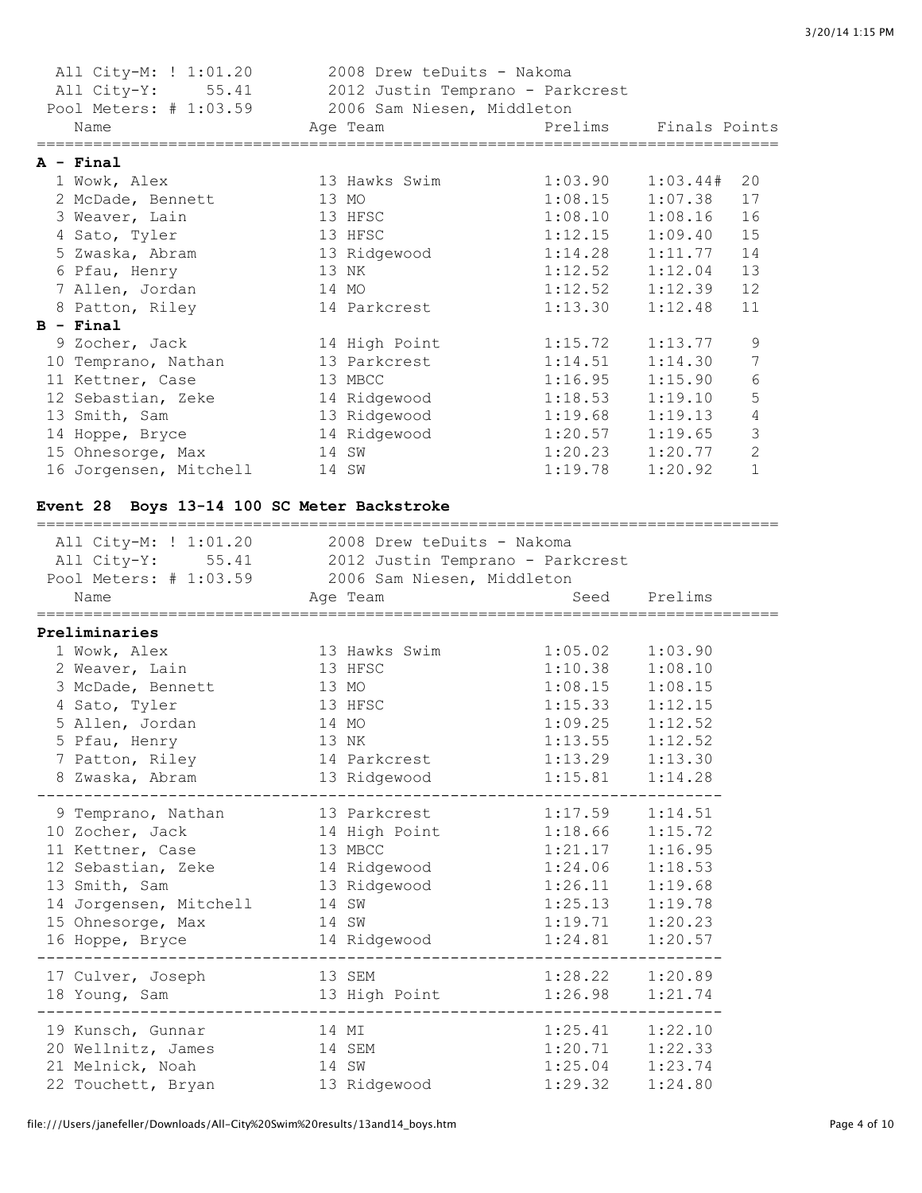| All City-M: ! 1:01.20 | 2008 Drew teDuits - Nakoma | | | |
|---|---|---|---|---|
| All City-Y: 55.41 | 2012 Justin Temprano - Parkcrest | | | |
| Pool Meters: # 1:03.59 | 2006 Sam Niesen, Middleton | | | |

| Name | Age | Team | Prelims | Finals | Points |
|---|---|---|---|---|---|
| **A - Final** | | | | | |
| 1 Wowk, Alex | 13 | Hawks Swim | 1:03.90 | 1:03.44# | 20 |
| 2 McDade, Bennett | 13 | MO | 1:08.15 | 1:07.38 | 17 |
| 3 Weaver, Lain | 13 | HFSC | 1:08.10 | 1:08.16 | 16 |
| 4 Sato, Tyler | 13 | HFSC | 1:12.15 | 1:09.40 | 15 |
| 5 Zwaska, Abram | 13 | Ridgewood | 1:14.28 | 1:11.77 | 14 |
| 6 Pfau, Henry | 13 | NK | 1:12.52 | 1:12.04 | 13 |
| 7 Allen, Jordan | 14 | MO | 1:12.52 | 1:12.39 | 12 |
| 8 Patton, Riley | 14 | Parkcrest | 1:13.30 | 1:12.48 | 11 |
| **B - Final** | | | | | |
| 9 Zocher, Jack | 14 | High Point | 1:15.72 | 1:13.77 | 9 |
| 10 Temprano, Nathan | 13 | Parkcrest | 1:14.51 | 1:14.30 | 7 |
| 11 Kettner, Case | 13 | MBCC | 1:16.95 | 1:15.90 | 6 |
| 12 Sebastian, Zeke | 14 | Ridgewood | 1:18.53 | 1:19.10 | 5 |
| 13 Smith, Sam | 13 | Ridgewood | 1:19.68 | 1:19.13 | 4 |
| 14 Hoppe, Bryce | 14 | Ridgewood | 1:20.57 | 1:19.65 | 3 |
| 15 Ohnesorge, Max | 14 | SW | 1:20.23 | 1:20.77 | 2 |
| 16 Jorgensen, Mitchell | 14 | SW | 1:19.78 | 1:20.92 | 1 |

## Event 28 Boys 13-14 100 SC Meter Backstroke

| All City-M: ! 1:01.20 | 2008 Drew teDuits - Nakoma |
|---|---|
| All City-Y: 55.41 | 2012 Justin Temprano - Parkcrest |
| Pool Meters: # 1:03.59 | 2006 Sam Niesen, Middleton |

| Name | Age | Team | Seed | Prelims |
|---|---|---|---|---|
| **Preliminaries** | | | | |
| 1 Wowk, Alex | 13 | Hawks Swim | 1:05.02 | 1:03.90 |
| 2 Weaver, Lain | 13 | HFSC | 1:10.38 | 1:08.10 |
| 3 McDade, Bennett | 13 | MO | 1:08.15 | 1:08.15 |
| 4 Sato, Tyler | 13 | HFSC | 1:15.33 | 1:12.15 |
| 5 Allen, Jordan | 14 | MO | 1:09.25 | 1:12.52 |
| 5 Pfau, Henry | 13 | NK | 1:13.55 | 1:12.52 |
| 7 Patton, Riley | 14 | Parkcrest | 1:13.29 | 1:13.30 |
| 8 Zwaska, Abram | 13 | Ridgewood | 1:15.81 | 1:14.28 |
| 9 Temprano, Nathan | 13 | Parkcrest | 1:17.59 | 1:14.51 |
| 10 Zocher, Jack | 14 | High Point | 1:18.66 | 1:15.72 |
| 11 Kettner, Case | 13 | MBCC | 1:21.17 | 1:16.95 |
| 12 Sebastian, Zeke | 14 | Ridgewood | 1:24.06 | 1:18.53 |
| 13 Smith, Sam | 13 | Ridgewood | 1:26.11 | 1:19.68 |
| 14 Jorgensen, Mitchell | 14 | SW | 1:25.13 | 1:19.78 |
| 15 Ohnesorge, Max | 14 | SW | 1:19.71 | 1:20.23 |
| 16 Hoppe, Bryce | 14 | Ridgewood | 1:24.81 | 1:20.57 |
| 17 Culver, Joseph | 13 | SEM | 1:28.22 | 1:20.89 |
| 18 Young, Sam | 13 | High Point | 1:26.98 | 1:21.74 |
| 19 Kunsch, Gunnar | 14 | MI | 1:25.41 | 1:22.10 |
| 20 Wellnitz, James | 14 | SEM | 1:20.71 | 1:22.33 |
| 21 Melnick, Noah | 14 | SW | 1:25.04 | 1:23.74 |
| 22 Touchett, Bryan | 13 | Ridgewood | 1:29.32 | 1:24.80 |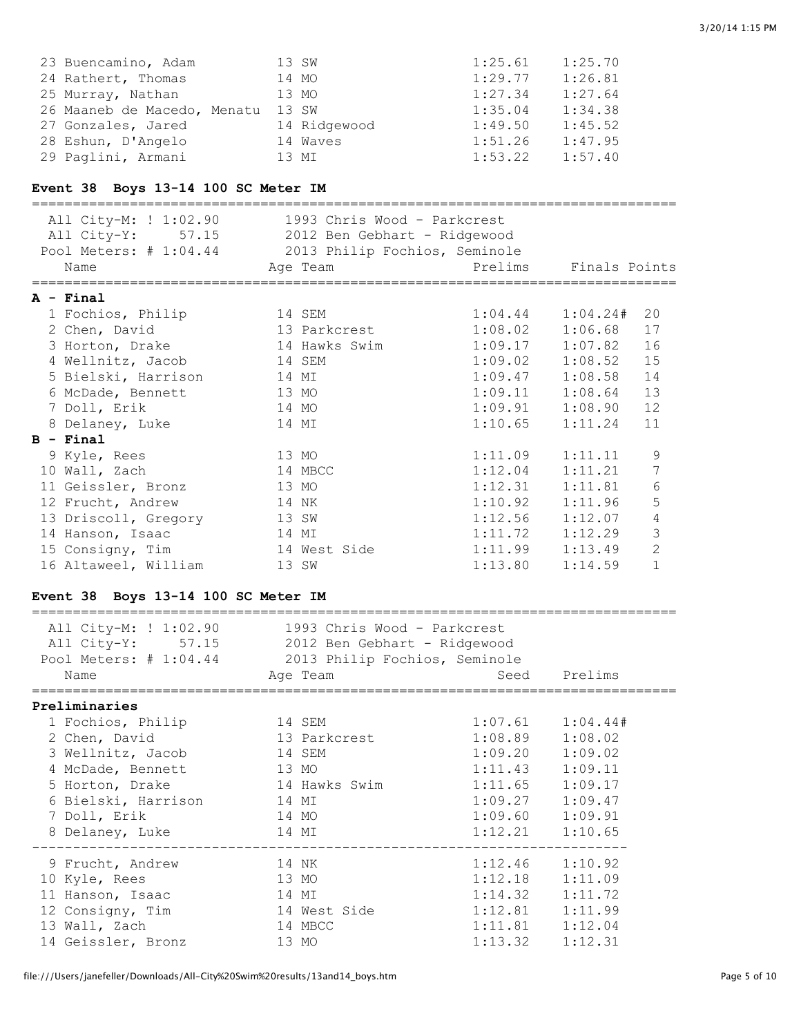| Name | Age | Team | Prelims | Finals |
|---|---|---|---|---|
| 23 Buencamino, Adam | 13 | SW | 1:25.61 | 1:25.70 |
| 24 Rathert, Thomas | 14 | MO | 1:29.77 | 1:26.81 |
| 25 Murray, Nathan | 13 | MO | 1:27.34 | 1:27.64 |
| 26 Maaneb de Macedo, Menatu | 13 | SW | 1:35.04 | 1:34.38 |
| 27 Gonzales, Jared | 14 | Ridgewood | 1:49.50 | 1:45.52 |
| 28 Eshun, D'Angelo | 14 | Waves | 1:51.26 | 1:47.95 |
| 29 Paglini, Armani | 13 | MI | 1:53.22 | 1:57.40 |

### Event 38 Boys 13-14 100 SC Meter IM

All City-M: ! 1:02.90 — 1993 Chris Wood - Parkcrest
All City-Y: 57.15 — 2012 Ben Gebhart - Ridgewood
Pool Meters: # 1:04.44 — 2013 Philip Fochios, Seminole

| Name | Age | Team | Prelims | Finals | Points |
|---|---|---|---|---|---|
| **A - Final** | | | | | |
| 1 Fochios, Philip | 14 | SEM | 1:04.44 | 1:04.24# | 20 |
| 2 Chen, David | 13 | Parkcrest | 1:08.02 | 1:06.68 | 17 |
| 3 Horton, Drake | 14 | Hawks Swim | 1:09.17 | 1:07.82 | 16 |
| 4 Wellnitz, Jacob | 14 | SEM | 1:09.02 | 1:08.52 | 15 |
| 5 Bielski, Harrison | 14 | MI | 1:09.47 | 1:08.58 | 14 |
| 6 McDade, Bennett | 13 | MO | 1:09.11 | 1:08.64 | 13 |
| 7 Doll, Erik | 14 | MO | 1:09.91 | 1:08.90 | 12 |
| 8 Delaney, Luke | 14 | MI | 1:10.65 | 1:11.24 | 11 |
| **B - Final** | | | | | |
| 9 Kyle, Rees | 13 | MO | 1:11.09 | 1:11.11 | 9 |
| 10 Wall, Zach | 14 | MBCC | 1:12.04 | 1:11.21 | 7 |
| 11 Geissler, Bronz | 13 | MO | 1:12.31 | 1:11.81 | 6 |
| 12 Frucht, Andrew | 14 | NK | 1:10.92 | 1:11.96 | 5 |
| 13 Driscoll, Gregory | 13 | SW | 1:12.56 | 1:12.07 | 4 |
| 14 Hanson, Isaac | 14 | MI | 1:11.72 | 1:12.29 | 3 |
| 15 Consigny, Tim | 14 | West Side | 1:11.99 | 1:13.49 | 2 |
| 16 Altaweel, William | 13 | SW | 1:13.80 | 1:14.59 | 1 |

### Event 38 Boys 13-14 100 SC Meter IM

All City-M: ! 1:02.90 — 1993 Chris Wood - Parkcrest
All City-Y: 57.15 — 2012 Ben Gebhart - Ridgewood
Pool Meters: # 1:04.44 — 2013 Philip Fochios, Seminole

| Name | Age | Team | Seed | Prelims |
|---|---|---|---|---|
| **Preliminaries** | | | | |
| 1 Fochios, Philip | 14 | SEM | 1:07.61 | 1:04.44# |
| 2 Chen, David | 13 | Parkcrest | 1:08.89 | 1:08.02 |
| 3 Wellnitz, Jacob | 14 | SEM | 1:09.20 | 1:09.02 |
| 4 McDade, Bennett | 13 | MO | 1:11.43 | 1:09.11 |
| 5 Horton, Drake | 14 | Hawks Swim | 1:11.65 | 1:09.17 |
| 6 Bielski, Harrison | 14 | MI | 1:09.27 | 1:09.47 |
| 7 Doll, Erik | 14 | MO | 1:09.60 | 1:09.91 |
| 8 Delaney, Luke | 14 | MI | 1:12.21 | 1:10.65 |
| 9 Frucht, Andrew | 14 | NK | 1:12.46 | 1:10.92 |
| 10 Kyle, Rees | 13 | MO | 1:12.18 | 1:11.09 |
| 11 Hanson, Isaac | 14 | MI | 1:14.32 | 1:11.72 |
| 12 Consigny, Tim | 14 | West Side | 1:12.81 | 1:11.99 |
| 13 Wall, Zach | 14 | MBCC | 1:11.81 | 1:12.04 |
| 14 Geissler, Bronz | 13 | MO | 1:13.32 | 1:12.31 |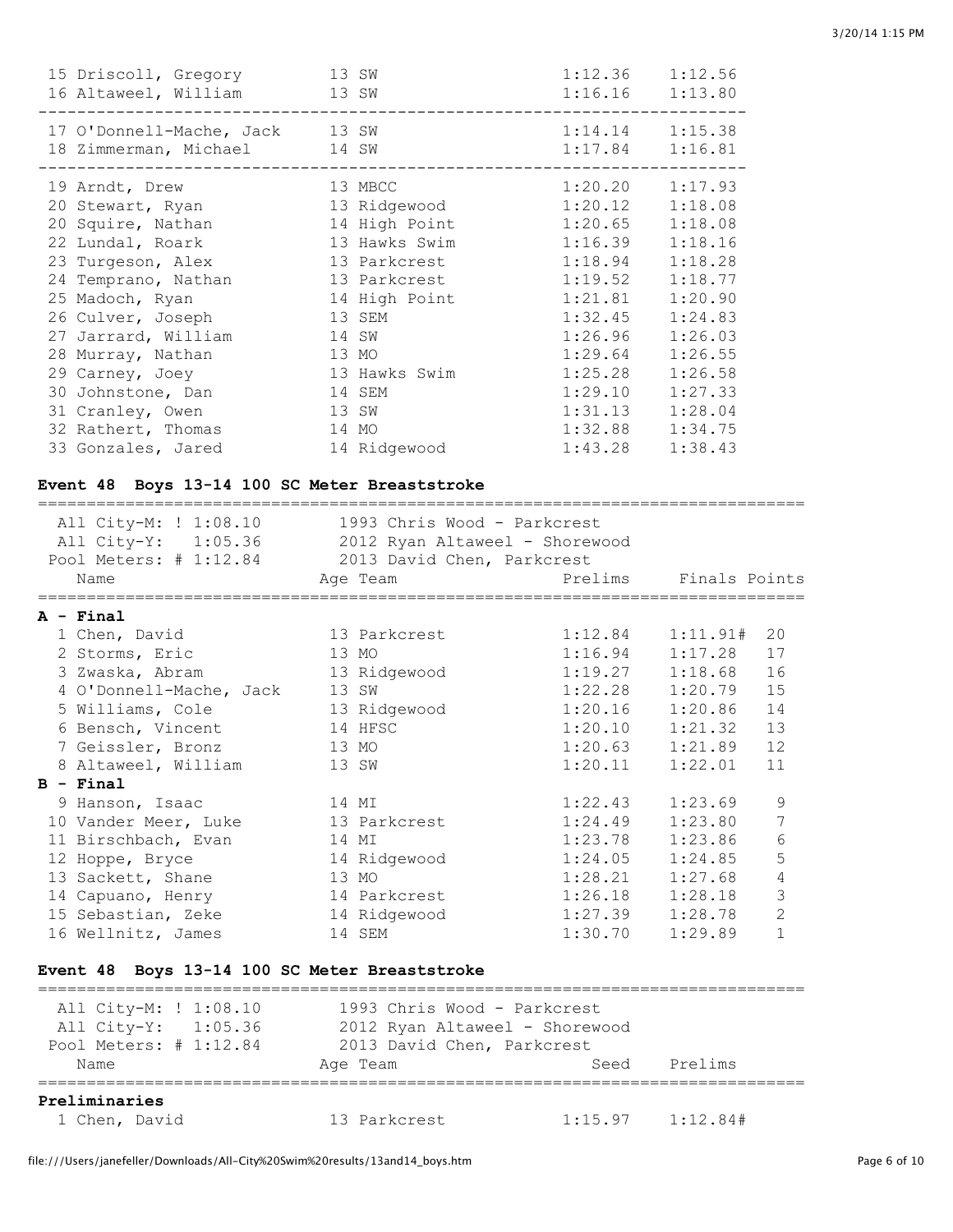| | Name | Age | Team | Prelims | Finals |
|---|---|---|---|---|---|
| 15 | Driscoll, Gregory | 13 | SW | 1:12.36 | 1:12.56 |
| 16 | Altaweel, William | 13 | SW | 1:16.16 | 1:13.80 |
| 17 | O'Donnell-Mache, Jack | 13 | SW | 1:14.14 | 1:15.38 |
| 18 | Zimmerman, Michael | 14 | SW | 1:17.84 | 1:16.81 |
| 19 | Arndt, Drew | 13 | MBCC | 1:20.20 | 1:17.93 |
| 20 | Stewart, Ryan | 13 | Ridgewood | 1:20.12 | 1:18.08 |
| 20 | Squire, Nathan | 14 | High Point | 1:20.65 | 1:18.08 |
| 22 | Lundal, Roark | 13 | Hawks Swim | 1:16.39 | 1:18.16 |
| 23 | Turgeson, Alex | 13 | Parkcrest | 1:18.94 | 1:18.28 |
| 24 | Temprano, Nathan | 13 | Parkcrest | 1:19.52 | 1:18.77 |
| 25 | Madoch, Ryan | 14 | High Point | 1:21.81 | 1:20.90 |
| 26 | Culver, Joseph | 13 | SEM | 1:32.45 | 1:24.83 |
| 27 | Jarrard, William | 14 | SW | 1:26.96 | 1:26.03 |
| 28 | Murray, Nathan | 13 | MO | 1:29.64 | 1:26.55 |
| 29 | Carney, Joey | 13 | Hawks Swim | 1:25.28 | 1:26.58 |
| 30 | Johnstone, Dan | 14 | SEM | 1:29.10 | 1:27.33 |
| 31 | Cranley, Owen | 13 | SW | 1:31.13 | 1:28.04 |
| 32 | Rathert, Thomas | 14 | MO | 1:32.88 | 1:34.75 |
| 33 | Gonzales, Jared | 14 | Ridgewood | 1:43.28 | 1:38.43 |

### Event 48 Boys 13-14 100 SC Meter Breaststroke

All City-M: ! 1:08.10 — 1993 Chris Wood - Parkcrest
All City-Y: 1:05.36 — 2012 Ryan Altaweel - Shorewood
Pool Meters: # 1:12.84 — 2013 David Chen, Parkcrest

| | Name | Age | Team | Prelims | Finals | Points |
|---|---|---|---|---|---|---|
| **A - Final** | | | | | | |
| 1 | Chen, David | 13 | Parkcrest | 1:12.84 | 1:11.91# | 20 |
| 2 | Storms, Eric | 13 | MO | 1:16.94 | 1:17.28 | 17 |
| 3 | Zwaska, Abram | 13 | Ridgewood | 1:19.27 | 1:18.68 | 16 |
| 4 | O'Donnell-Mache, Jack | 13 | SW | 1:22.28 | 1:20.79 | 15 |
| 5 | Williams, Cole | 13 | Ridgewood | 1:20.16 | 1:20.86 | 14 |
| 6 | Bensch, Vincent | 14 | HFSC | 1:20.10 | 1:21.32 | 13 |
| 7 | Geissler, Bronz | 13 | MO | 1:20.63 | 1:21.89 | 12 |
| 8 | Altaweel, William | 13 | SW | 1:20.11 | 1:22.01 | 11 |
| **B - Final** | | | | | | |
| 9 | Hanson, Isaac | 14 | MI | 1:22.43 | 1:23.69 | 9 |
| 10 | Vander Meer, Luke | 13 | Parkcrest | 1:24.49 | 1:23.80 | 7 |
| 11 | Birschbach, Evan | 14 | MI | 1:23.78 | 1:23.86 | 6 |
| 12 | Hoppe, Bryce | 14 | Ridgewood | 1:24.05 | 1:24.85 | 5 |
| 13 | Sackett, Shane | 13 | MO | 1:28.21 | 1:27.68 | 4 |
| 14 | Capuano, Henry | 14 | Parkcrest | 1:26.18 | 1:28.18 | 3 |
| 15 | Sebastian, Zeke | 14 | Ridgewood | 1:27.39 | 1:28.78 | 2 |
| 16 | Wellnitz, James | 14 | SEM | 1:30.70 | 1:29.89 | 1 |

### Event 48 Boys 13-14 100 SC Meter Breaststroke

All City-M: ! 1:08.10 — 1993 Chris Wood - Parkcrest
All City-Y: 1:05.36 — 2012 Ryan Altaweel - Shorewood
Pool Meters: # 1:12.84 — 2013 David Chen, Parkcrest

| | Name | Age | Team | Seed | Prelims |
|---|---|---|---|---|---|
| **Preliminaries** | | | | | |
| 1 | Chen, David | 13 | Parkcrest | 1:15.97 | 1:12.84# |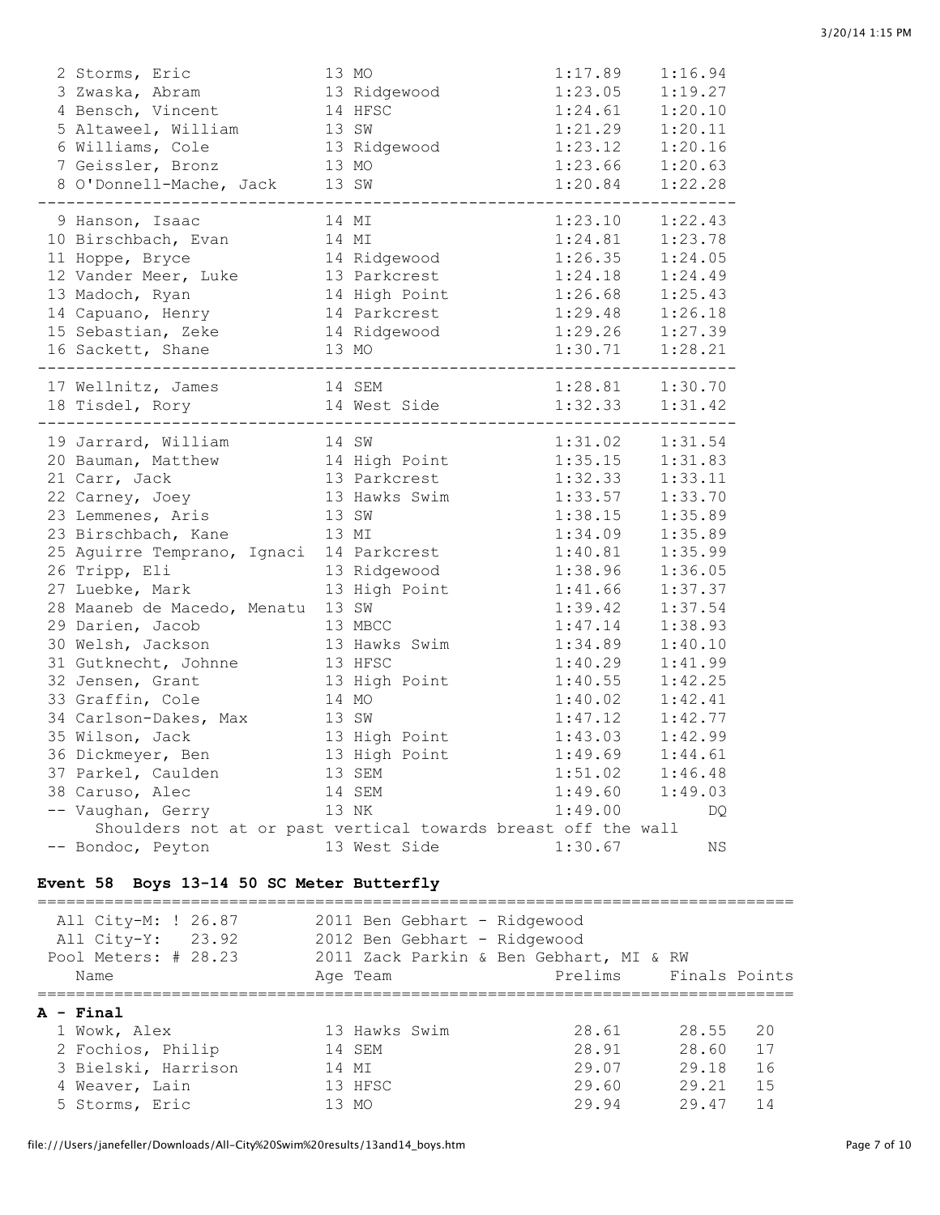| Place | Name | Age | Team | Prelims | Finals |
|---|---|---|---|---|---|
| 2 | Storms, Eric | 13 | MO | 1:17.89 | 1:16.94 |
| 3 | Zwaska, Abram | 13 | Ridgewood | 1:23.05 | 1:19.27 |
| 4 | Bensch, Vincent | 14 | HFSC | 1:24.61 | 1:20.10 |
| 5 | Altaweel, William | 13 | SW | 1:21.29 | 1:20.11 |
| 6 | Williams, Cole | 13 | Ridgewood | 1:23.12 | 1:20.16 |
| 7 | Geissler, Bronz | 13 | MO | 1:23.66 | 1:20.63 |
| 8 | O'Donnell-Mache, Jack | 13 | SW | 1:20.84 | 1:22.28 |
| 9 | Hanson, Isaac | 14 | MI | 1:23.10 | 1:22.43 |
| 10 | Birschbach, Evan | 14 | MI | 1:24.81 | 1:23.78 |
| 11 | Hoppe, Bryce | 14 | Ridgewood | 1:26.35 | 1:24.05 |
| 12 | Vander Meer, Luke | 13 | Parkcrest | 1:24.18 | 1:24.49 |
| 13 | Madoch, Ryan | 14 | High Point | 1:26.68 | 1:25.43 |
| 14 | Capuano, Henry | 14 | Parkcrest | 1:29.48 | 1:26.18 |
| 15 | Sebastian, Zeke | 14 | Ridgewood | 1:29.26 | 1:27.39 |
| 16 | Sackett, Shane | 13 | MO | 1:30.71 | 1:28.21 |
| 17 | Wellnitz, James | 14 | SEM | 1:28.81 | 1:30.70 |
| 18 | Tisdel, Rory | 14 | West Side | 1:32.33 | 1:31.42 |
| 19 | Jarrard, William | 14 | SW | 1:31.02 | 1:31.54 |
| 20 | Bauman, Matthew | 14 | High Point | 1:35.15 | 1:31.83 |
| 21 | Carr, Jack | 13 | Parkcrest | 1:32.33 | 1:33.11 |
| 22 | Carney, Joey | 13 | Hawks Swim | 1:33.57 | 1:33.70 |
| 23 | Lemmenes, Aris | 13 | SW | 1:38.15 | 1:35.89 |
| 23 | Birschbach, Kane | 13 | MI | 1:34.09 | 1:35.89 |
| 25 | Aguirre Temprano, Ignaci | 14 | Parkcrest | 1:40.81 | 1:35.99 |
| 26 | Tripp, Eli | 13 | Ridgewood | 1:38.96 | 1:36.05 |
| 27 | Luebke, Mark | 13 | High Point | 1:41.66 | 1:37.37 |
| 28 | Maaneb de Macedo, Menatu | 13 | SW | 1:39.42 | 1:37.54 |
| 29 | Darien, Jacob | 13 | MBCC | 1:47.14 | 1:38.93 |
| 30 | Welsh, Jackson | 13 | Hawks Swim | 1:34.89 | 1:40.10 |
| 31 | Gutknecht, Johnne | 13 | HFSC | 1:40.29 | 1:41.99 |
| 32 | Jensen, Grant | 13 | High Point | 1:40.55 | 1:42.25 |
| 33 | Graffin, Cole | 14 | MO | 1:40.02 | 1:42.41 |
| 34 | Carlson-Dakes, Max | 13 | SW | 1:47.12 | 1:42.77 |
| 35 | Wilson, Jack | 13 | High Point | 1:43.03 | 1:42.99 |
| 36 | Dickmeyer, Ben | 13 | High Point | 1:49.69 | 1:44.61 |
| 37 | Parkel, Caulden | 13 | SEM | 1:51.02 | 1:46.48 |
| 38 | Caruso, Alec | 14 | SEM | 1:49.60 | 1:49.03 |
| -- | Vaughan, Gerry | 13 | NK | 1:49.00 | DQ |
| | Shoulders not at or past vertical towards breast off the wall | | | | |
| -- | Bondoc, Peyton | 13 | West Side | 1:30.67 | NS |

### Event 58 Boys 13-14 50 SC Meter Butterfly

All City-M: ! 26.87 — 2011 Ben Gebhart - Ridgewood
All City-Y: 23.92 — 2012 Ben Gebhart - Ridgewood
Pool Meters: # 28.23 — 2011 Zack Parkin & Ben Gebhart, MI & RW

**A - Final**

| Place | Name | Age | Team | Prelims | Finals | Points |
|---|---|---|---|---|---|---|
| 1 | Wowk, Alex | 13 | Hawks Swim | 28.61 | 28.55 | 20 |
| 2 | Fochios, Philip | 14 | SEM | 28.91 | 28.60 | 17 |
| 3 | Bielski, Harrison | 14 | MI | 29.07 | 29.18 | 16 |
| 4 | Weaver, Lain | 13 | HFSC | 29.60 | 29.21 | 15 |
| 5 | Storms, Eric | 13 | MO | 29.94 | 29.47 | 14 |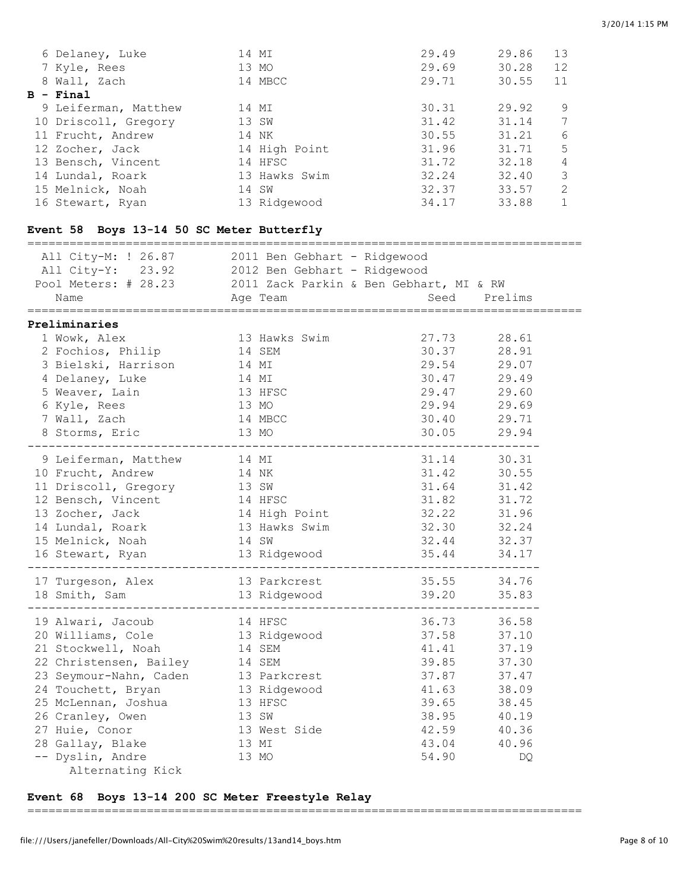| Name | Age | Team | Seed | Finals | Points |
|---|---|---|---|---|---|
| 6 Delaney, Luke | 14 | MI | 29.49 | 29.86 | 13 |
| 7 Kyle, Rees | 13 | MO | 29.69 | 30.28 | 12 |
| 8 Wall, Zach | 14 | MBCC | 29.71 | 30.55 | 11 |

**B - Final**

| Name | Age | Team | Seed | Finals | Points |
|---|---|---|---|---|---|
| 9 Leiferman, Matthew | 14 | MI | 30.31 | 29.92 | 9 |
| 10 Driscoll, Gregory | 13 | SW | 31.42 | 31.14 | 7 |
| 11 Frucht, Andrew | 14 | NK | 30.55 | 31.21 | 6 |
| 12 Zocher, Jack | 14 | High Point | 31.96 | 31.71 | 5 |
| 13 Bensch, Vincent | 14 | HFSC | 31.72 | 32.18 | 4 |
| 14 Lundal, Roark | 13 | Hawks Swim | 32.24 | 32.40 | 3 |
| 15 Melnick, Noah | 14 | SW | 32.37 | 33.57 | 2 |
| 16 Stewart, Ryan | 13 | Ridgewood | 34.17 | 33.88 | 1 |

## Event 58 Boys 13-14 50 SC Meter Butterfly

All City-M: ! 26.87 — 2011 Ben Gebhart - Ridgewood
All City-Y: 23.92 — 2012 Ben Gebhart - Ridgewood
Pool Meters: # 28.23 — 2011 Zack Parkin & Ben Gebhart, MI & RW

**Preliminaries**

| Name | Age | Team | Seed | Prelims |
|---|---|---|---|---|
| 1 Wowk, Alex | 13 | Hawks Swim | 27.73 | 28.61 |
| 2 Fochios, Philip | 14 | SEM | 30.37 | 28.91 |
| 3 Bielski, Harrison | 14 | MI | 29.54 | 29.07 |
| 4 Delaney, Luke | 14 | MI | 30.47 | 29.49 |
| 5 Weaver, Lain | 13 | HFSC | 29.47 | 29.60 |
| 6 Kyle, Rees | 13 | MO | 29.94 | 29.69 |
| 7 Wall, Zach | 14 | MBCC | 30.40 | 29.71 |
| 8 Storms, Eric | 13 | MO | 30.05 | 29.94 |
| 9 Leiferman, Matthew | 14 | MI | 31.14 | 30.31 |
| 10 Frucht, Andrew | 14 | NK | 31.42 | 30.55 |
| 11 Driscoll, Gregory | 13 | SW | 31.64 | 31.42 |
| 12 Bensch, Vincent | 14 | HFSC | 31.82 | 31.72 |
| 13 Zocher, Jack | 14 | High Point | 32.22 | 31.96 |
| 14 Lundal, Roark | 13 | Hawks Swim | 32.30 | 32.24 |
| 15 Melnick, Noah | 14 | SW | 32.44 | 32.37 |
| 16 Stewart, Ryan | 13 | Ridgewood | 35.44 | 34.17 |
| 17 Turgeson, Alex | 13 | Parkcrest | 35.55 | 34.76 |
| 18 Smith, Sam | 13 | Ridgewood | 39.20 | 35.83 |
| 19 Alwari, Jacoub | 14 | HFSC | 36.73 | 36.58 |
| 20 Williams, Cole | 13 | Ridgewood | 37.58 | 37.10 |
| 21 Stockwell, Noah | 14 | SEM | 41.41 | 37.19 |
| 22 Christensen, Bailey | 14 | SEM | 39.85 | 37.30 |
| 23 Seymour-Nahn, Caden | 13 | Parkcrest | 37.87 | 37.47 |
| 24 Touchett, Bryan | 13 | Ridgewood | 41.63 | 38.09 |
| 25 McLennan, Joshua | 13 | HFSC | 39.65 | 38.45 |
| 26 Cranley, Owen | 13 | SW | 38.95 | 40.19 |
| 27 Huie, Conor | 13 | West Side | 42.59 | 40.36 |
| 28 Gallay, Blake | 13 | MI | 43.04 | 40.96 |
| -- Dyslin, Andre (Alternating Kick) | 13 | MO | 54.90 | DQ |

## Event 68 Boys 13-14 200 SC Meter Freestyle Relay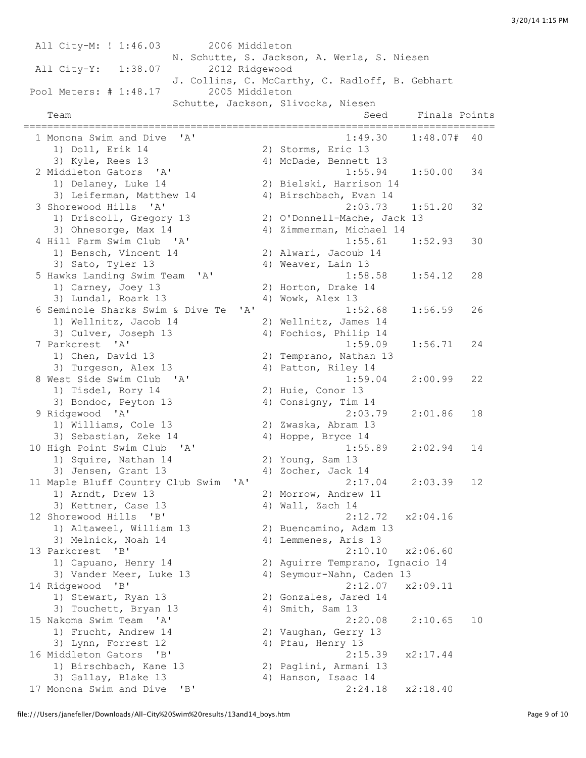All City-M: ! 1:46.03 2006 Middleton
N. Schutte, S. Jackson, A. Werla, S. Niesen

All City-Y: 1:38.07 2012 Ridgewood
J. Collins, C. McCarthy, C. Radloff, B. Gebhart

Pool Meters: # 1:48.17 2005 Middleton
Schutte, Jackson, Slivocka, Niesen

| Team | Seed | Finals | Points |
|---|---|---|---|
| 1 Monona Swim and Dive 'A' | 1:49.30 | 1:48.07# | 40 |
| 1) Doll, Erik 14 2) Storms, Eric 13 3) Kyle, Rees 13 4) McDade, Bennett 13 | | | |
| 2 Middleton Gators 'A' | 1:55.94 | 1:50.00 | 34 |
| 1) Delaney, Luke 14 2) Bielski, Harrison 14 3) Leiferman, Matthew 14 4) Birschbach, Evan 14 | | | |
| 3 Shorewood Hills 'A' | 2:03.73 | 1:51.20 | 32 |
| 1) Driscoll, Gregory 13 2) O'Donnell-Mache, Jack 13 3) Ohnesorge, Max 14 4) Zimmerman, Michael 14 | | | |
| 4 Hill Farm Swim Club 'A' | 1:55.61 | 1:52.93 | 30 |
| 1) Bensch, Vincent 14 2) Alwari, Jacoub 14 3) Sato, Tyler 13 4) Weaver, Lain 13 | | | |
| 5 Hawks Landing Swim Team 'A' | 1:58.58 | 1:54.12 | 28 |
| 1) Carney, Joey 13 2) Horton, Drake 14 3) Lundal, Roark 13 4) Wowk, Alex 13 | | | |
| 6 Seminole Sharks Swim & Dive Te 'A' | 1:52.68 | 1:56.59 | 26 |
| 1) Wellnitz, Jacob 14 2) Wellnitz, James 14 3) Culver, Joseph 13 4) Fochios, Philip 14 | | | |
| 7 Parkcrest 'A' | 1:59.09 | 1:56.71 | 24 |
| 1) Chen, David 13 2) Temprano, Nathan 13 3) Turgeson, Alex 13 4) Patton, Riley 14 | | | |
| 8 West Side Swim Club 'A' | 1:59.04 | 2:00.99 | 22 |
| 1) Tisdel, Rory 14 2) Huie, Conor 13 3) Bondoc, Peyton 13 4) Consigny, Tim 14 | | | |
| 9 Ridgewood 'A' | 2:03.79 | 2:01.86 | 18 |
| 1) Williams, Cole 13 2) Zwaska, Abram 13 3) Sebastian, Zeke 14 4) Hoppe, Bryce 14 | | | |
| 10 High Point Swim Club 'A' | 1:55.89 | 2:02.94 | 14 |
| 1) Squire, Nathan 14 2) Young, Sam 13 3) Jensen, Grant 13 4) Zocher, Jack 14 | | | |
| 11 Maple Bluff Country Club Swim 'A' | 2:17.04 | 2:03.39 | 12 |
| 1) Arndt, Drew 13 2) Morrow, Andrew 11 3) Kettner, Case 13 4) Wall, Zach 14 | | | |
| 12 Shorewood Hills 'B' | 2:12.72 | x2:04.16 | |
| 1) Altaweel, William 13 2) Buencamino, Adam 13 3) Melnick, Noah 14 4) Lemmenes, Aris 13 | | | |
| 13 Parkcrest 'B' | 2:10.10 | x2:06.60 | |
| 1) Capuano, Henry 14 2) Aguirre Temprano, Ignacio 14 3) Vander Meer, Luke 13 4) Seymour-Nahn, Caden 13 | | | |
| 14 Ridgewood 'B' | 2:12.07 | x2:09.11 | |
| 1) Stewart, Ryan 13 2) Gonzales, Jared 14 3) Touchett, Bryan 13 4) Smith, Sam 13 | | | |
| 15 Nakoma Swim Team 'A' | 2:20.08 | 2:10.65 | 10 |
| 1) Frucht, Andrew 14 2) Vaughan, Gerry 13 3) Lynn, Forrest 12 4) Pfau, Henry 13 | | | |
| 16 Middleton Gators 'B' | 2:15.39 | x2:17.44 | |
| 1) Birschbach, Kane 13 2) Paglini, Armani 13 3) Gallay, Blake 13 4) Hanson, Isaac 14 | | | |
| 17 Monona Swim and Dive 'B' | 2:24.18 | x2:18.40 | |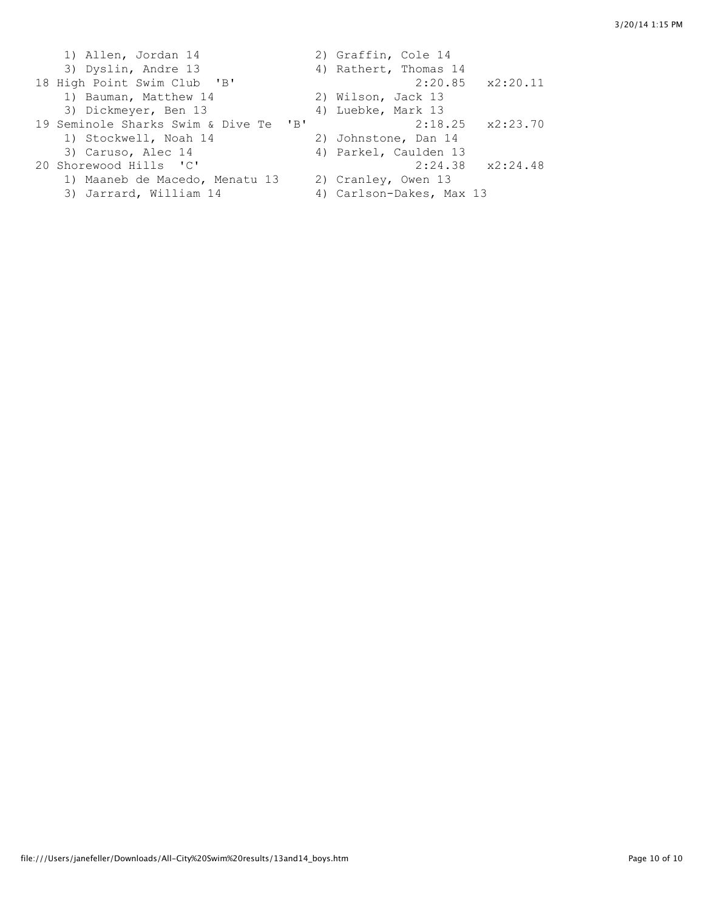```
    1) Allen, Jordan 14              2) Graffin, Cole 14
    3) Dyslin, Andre 13              4) Rathert, Thomas 14
 18 High Point Swim Club  'B'                    2:20.85   x2:20.11
    1) Bauman, Matthew 14            2) Wilson, Jack 13
    3) Dickmeyer, Ben 13             4) Luebke, Mark 13
 19 Seminole Sharks Swim & Dive Te  'B'          2:18.25   x2:23.70
    1) Stockwell, Noah 14            2) Johnstone, Dan 14
    3) Caruso, Alec 14               4) Parkel, Caulden 13
 20 Shorewood Hills  'C'                         2:24.38   x2:24.48
    1) Maaneb de Macedo, Menatu 13   2) Cranley, Owen 13
    3) Jarrard, William 14           4) Carlson-Dakes, Max 13
```